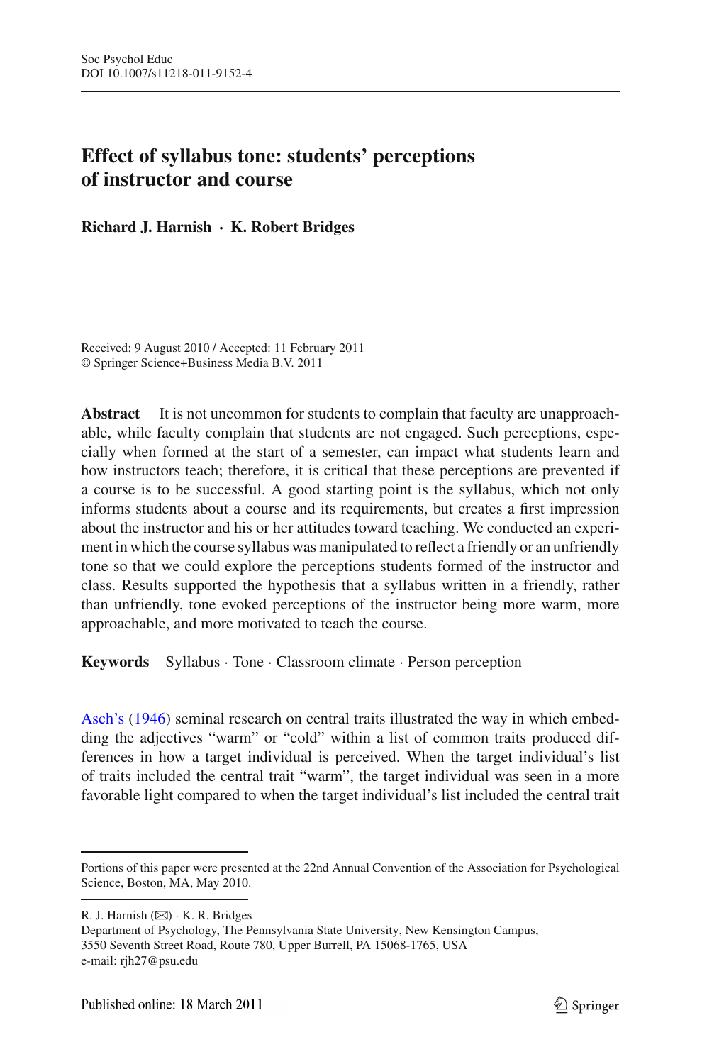# Effect of syllabus tone: students' perceptions of instructor and course

**Richard J. Harnish · K. Robert Bridges**

Received: 9 August 2010 / Accepted: 11 February 2011
© Springer Science+Business Media B.V. 2011

**Abstract** It is not uncommon for students to complain that faculty are unapproachable, while faculty complain that students are not engaged. Such perceptions, especially when formed at the start of a semester, can impact what students learn and how instructors teach; therefore, it is critical that these perceptions are prevented if a course is to be successful. A good starting point is the syllabus, which not only informs students about a course and its requirements, but creates a first impression about the instructor and his or her attitudes toward teaching. We conducted an experiment in which the course syllabus was manipulated to reflect a friendly or an unfriendly tone so that we could explore the perceptions students formed of the instructor and class. Results supported the hypothesis that a syllabus written in a friendly, rather than unfriendly, tone evoked perceptions of the instructor being more warm, more approachable, and more motivated to teach the course.

**Keywords** Syllabus · Tone · Classroom climate · Person perception

Asch's (1946) seminal research on central traits illustrated the way in which embedding the adjectives "warm" or "cold" within a list of common traits produced differences in how a target individual is perceived. When the target individual's list of traits included the central trait "warm", the target individual was seen in a more favorable light compared to when the target individual's list included the central trait

---

Portions of this paper were presented at the 22nd Annual Convention of the Association for Psychological Science, Boston, MA, May 2010.

R. J. Harnish (✉) · K. R. Bridges
Department of Psychology, The Pennsylvania State University, New Kensington Campus, 3550 Seventh Street Road, Route 780, Upper Burrell, PA 15068-1765, USA
e-mail: rjh27@psu.edu

Published online: 18 March 2011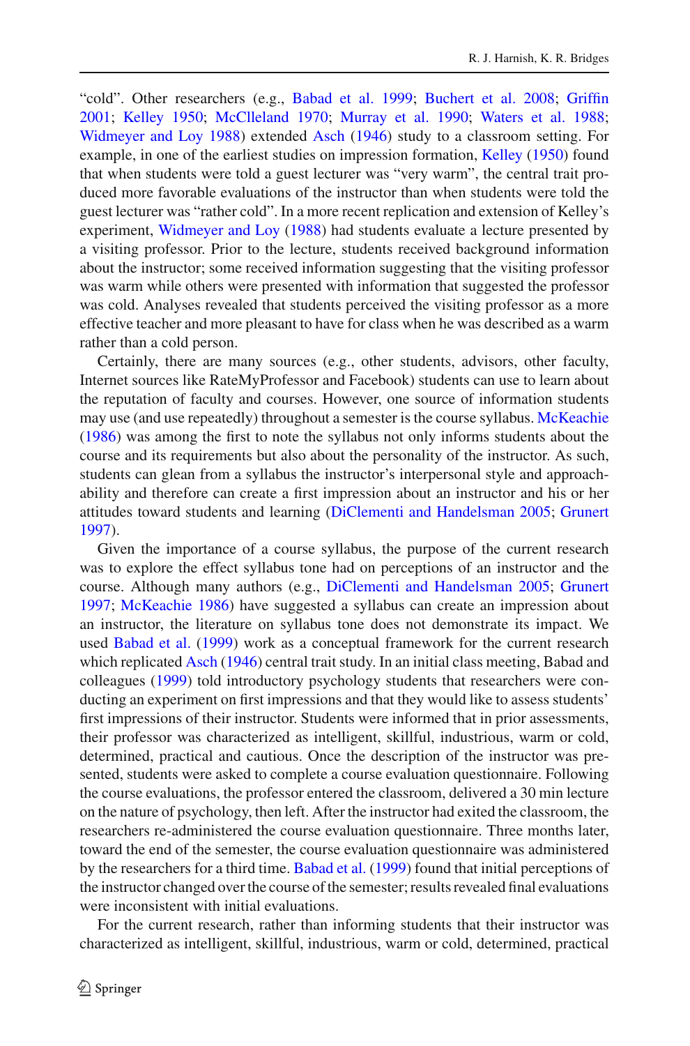"cold". Other researchers (e.g., Babad et al. 1999; Buchert et al. 2008; Griffin 2001; Kelley 1950; McClleland 1970; Murray et al. 1990; Waters et al. 1988; Widmeyer and Loy 1988) extended Asch (1946) study to a classroom setting. For example, in one of the earliest studies on impression formation, Kelley (1950) found that when students were told a guest lecturer was "very warm", the central trait produced more favorable evaluations of the instructor than when students were told the guest lecturer was "rather cold". In a more recent replication and extension of Kelley's experiment, Widmeyer and Loy (1988) had students evaluate a lecture presented by a visiting professor. Prior to the lecture, students received background information about the instructor; some received information suggesting that the visiting professor was warm while others were presented with information that suggested the professor was cold. Analyses revealed that students perceived the visiting professor as a more effective teacher and more pleasant to have for class when he was described as a warm rather than a cold person.

Certainly, there are many sources (e.g., other students, advisors, other faculty, Internet sources like RateMyProfessor and Facebook) students can use to learn about the reputation of faculty and courses. However, one source of information students may use (and use repeatedly) throughout a semester is the course syllabus. McKeachie (1986) was among the first to note the syllabus not only informs students about the course and its requirements but also about the personality of the instructor. As such, students can glean from a syllabus the instructor's interpersonal style and approachability and therefore can create a first impression about an instructor and his or her attitudes toward students and learning (DiClementi and Handelsman 2005; Grunert 1997).

Given the importance of a course syllabus, the purpose of the current research was to explore the effect syllabus tone had on perceptions of an instructor and the course. Although many authors (e.g., DiClementi and Handelsman 2005; Grunert 1997; McKeachie 1986) have suggested a syllabus can create an impression about an instructor, the literature on syllabus tone does not demonstrate its impact. We used Babad et al. (1999) work as a conceptual framework for the current research which replicated Asch (1946) central trait study. In an initial class meeting, Babad and colleagues (1999) told introductory psychology students that researchers were conducting an experiment on first impressions and that they would like to assess students' first impressions of their instructor. Students were informed that in prior assessments, their professor was characterized as intelligent, skillful, industrious, warm or cold, determined, practical and cautious. Once the description of the instructor was presented, students were asked to complete a course evaluation questionnaire. Following the course evaluations, the professor entered the classroom, delivered a 30 min lecture on the nature of psychology, then left. After the instructor had exited the classroom, the researchers re-administered the course evaluation questionnaire. Three months later, toward the end of the semester, the course evaluation questionnaire was administered by the researchers for a third time. Babad et al. (1999) found that initial perceptions of the instructor changed over the course of the semester; results revealed final evaluations were inconsistent with initial evaluations.

For the current research, rather than informing students that their instructor was characterized as intelligent, skillful, industrious, warm or cold, determined, practical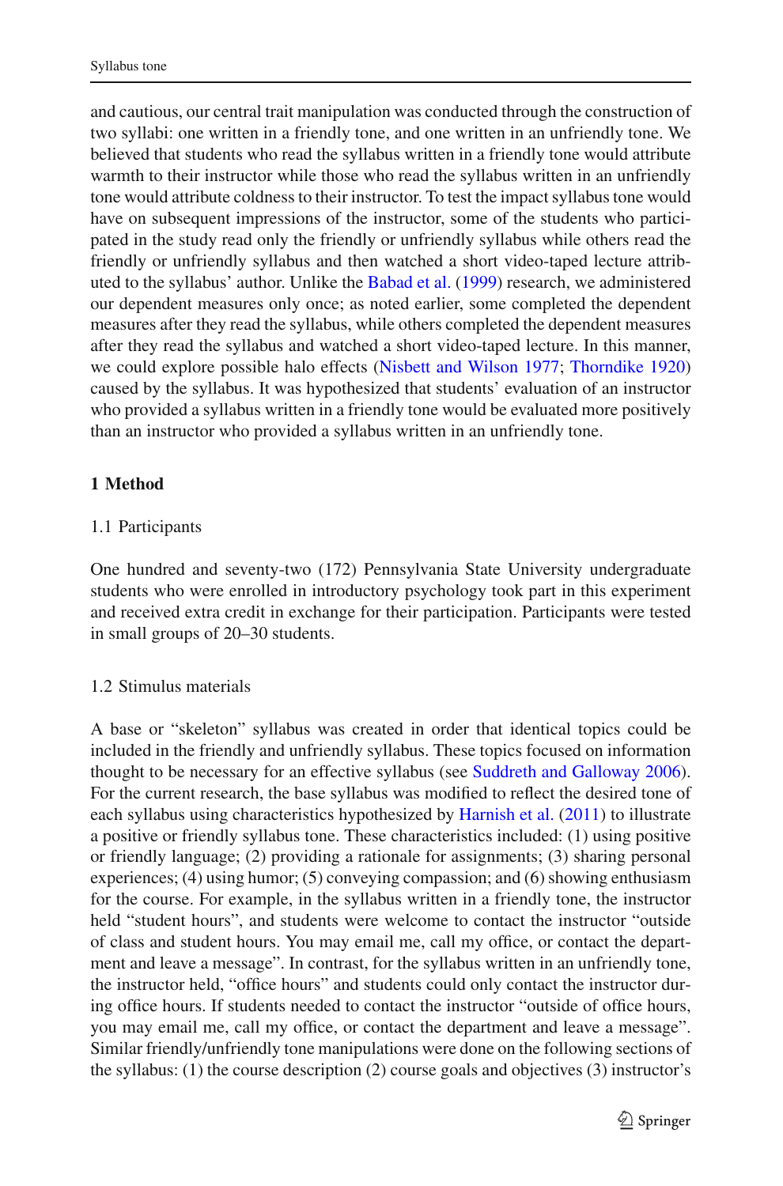and cautious, our central trait manipulation was conducted through the construction of two syllabi: one written in a friendly tone, and one written in an unfriendly tone. We believed that students who read the syllabus written in a friendly tone would attribute warmth to their instructor while those who read the syllabus written in an unfriendly tone would attribute coldness to their instructor. To test the impact syllabus tone would have on subsequent impressions of the instructor, some of the students who participated in the study read only the friendly or unfriendly syllabus while others read the friendly or unfriendly syllabus and then watched a short video-taped lecture attributed to the syllabus' author. Unlike the Babad et al. (1999) research, we administered our dependent measures only once; as noted earlier, some completed the dependent measures after they read the syllabus, while others completed the dependent measures after they read the syllabus and watched a short video-taped lecture. In this manner, we could explore possible halo effects (Nisbett and Wilson 1977; Thorndike 1920) caused by the syllabus. It was hypothesized that students' evaluation of an instructor who provided a syllabus written in a friendly tone would be evaluated more positively than an instructor who provided a syllabus written in an unfriendly tone.

# 1 Method

## 1.1 Participants

One hundred and seventy-two (172) Pennsylvania State University undergraduate students who were enrolled in introductory psychology took part in this experiment and received extra credit in exchange for their participation. Participants were tested in small groups of 20–30 students.

## 1.2 Stimulus materials

A base or "skeleton" syllabus was created in order that identical topics could be included in the friendly and unfriendly syllabus. These topics focused on information thought to be necessary for an effective syllabus (see Suddreth and Galloway 2006). For the current research, the base syllabus was modified to reflect the desired tone of each syllabus using characteristics hypothesized by Harnish et al. (2011) to illustrate a positive or friendly syllabus tone. These characteristics included: (1) using positive or friendly language; (2) providing a rationale for assignments; (3) sharing personal experiences; (4) using humor; (5) conveying compassion; and (6) showing enthusiasm for the course. For example, in the syllabus written in a friendly tone, the instructor held "student hours", and students were welcome to contact the instructor "outside of class and student hours. You may email me, call my office, or contact the department and leave a message". In contrast, for the syllabus written in an unfriendly tone, the instructor held, "office hours" and students could only contact the instructor during office hours. If students needed to contact the instructor "outside of office hours, you may email me, call my office, or contact the department and leave a message". Similar friendly/unfriendly tone manipulations were done on the following sections of the syllabus: (1) the course description (2) course goals and objectives (3) instructor's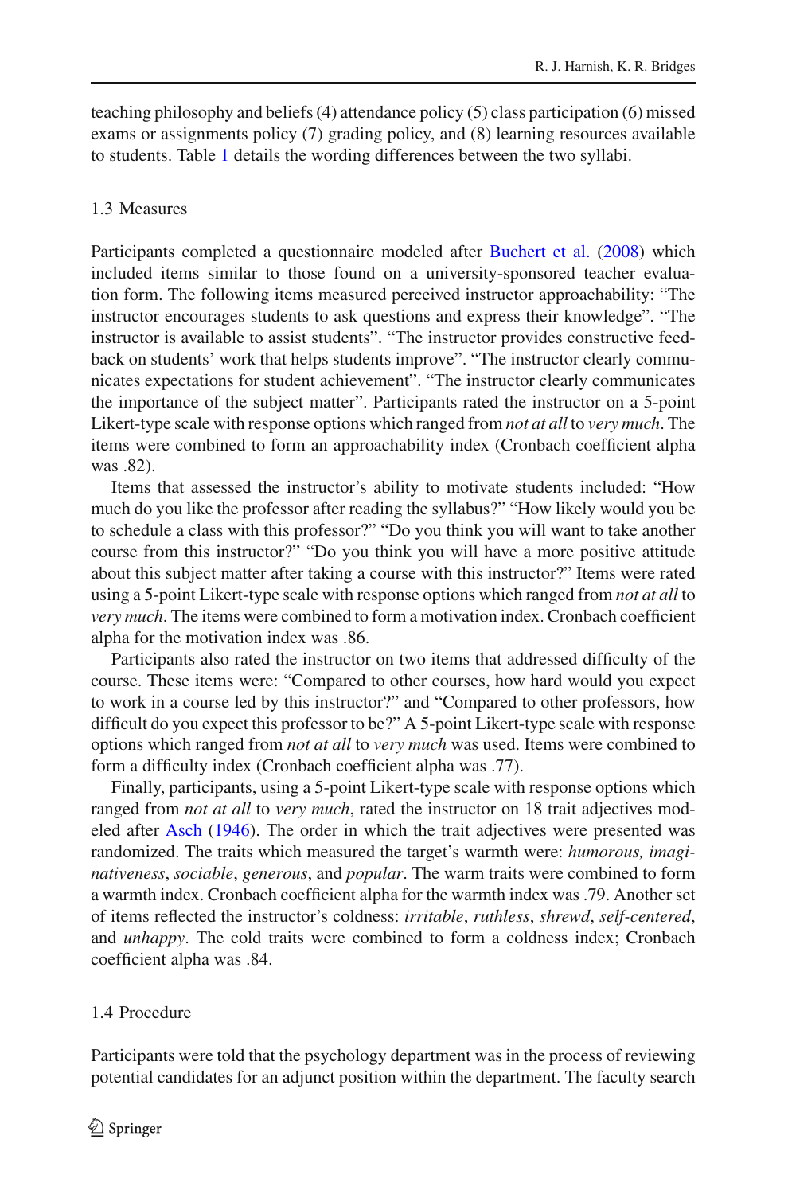teaching philosophy and beliefs (4) attendance policy (5) class participation (6) missed exams or assignments policy (7) grading policy, and (8) learning resources available to students. Table 1 details the wording differences between the two syllabi.

### 1.3 Measures

Participants completed a questionnaire modeled after Buchert et al. (2008) which included items similar to those found on a university-sponsored teacher evaluation form. The following items measured perceived instructor approachability: "The instructor encourages students to ask questions and express their knowledge". "The instructor is available to assist students". "The instructor provides constructive feedback on students' work that helps students improve". "The instructor clearly communicates expectations for student achievement". "The instructor clearly communicates the importance of the subject matter". Participants rated the instructor on a 5-point Likert-type scale with response options which ranged from *not at all* to *very much*. The items were combined to form an approachability index (Cronbach coefficient alpha was .82).

Items that assessed the instructor's ability to motivate students included: "How much do you like the professor after reading the syllabus?" "How likely would you be to schedule a class with this professor?" "Do you think you will want to take another course from this instructor?" "Do you think you will have a more positive attitude about this subject matter after taking a course with this instructor?" Items were rated using a 5-point Likert-type scale with response options which ranged from *not at all* to *very much*. The items were combined to form a motivation index. Cronbach coefficient alpha for the motivation index was .86.

Participants also rated the instructor on two items that addressed difficulty of the course. These items were: "Compared to other courses, how hard would you expect to work in a course led by this instructor?" and "Compared to other professors, how difficult do you expect this professor to be?" A 5-point Likert-type scale with response options which ranged from *not at all* to *very much* was used. Items were combined to form a difficulty index (Cronbach coefficient alpha was .77).

Finally, participants, using a 5-point Likert-type scale with response options which ranged from *not at all* to *very much*, rated the instructor on 18 trait adjectives modeled after Asch (1946). The order in which the trait adjectives were presented was randomized. The traits which measured the target's warmth were: *humorous, imaginativeness*, *sociable*, *generous*, and *popular*. The warm traits were combined to form a warmth index. Cronbach coefficient alpha for the warmth index was .79. Another set of items reflected the instructor's coldness: *irritable*, *ruthless*, *shrewd*, *self-centered*, and *unhappy*. The cold traits were combined to form a coldness index; Cronbach coefficient alpha was .84.

### 1.4 Procedure

Participants were told that the psychology department was in the process of reviewing potential candidates for an adjunct position within the department. The faculty search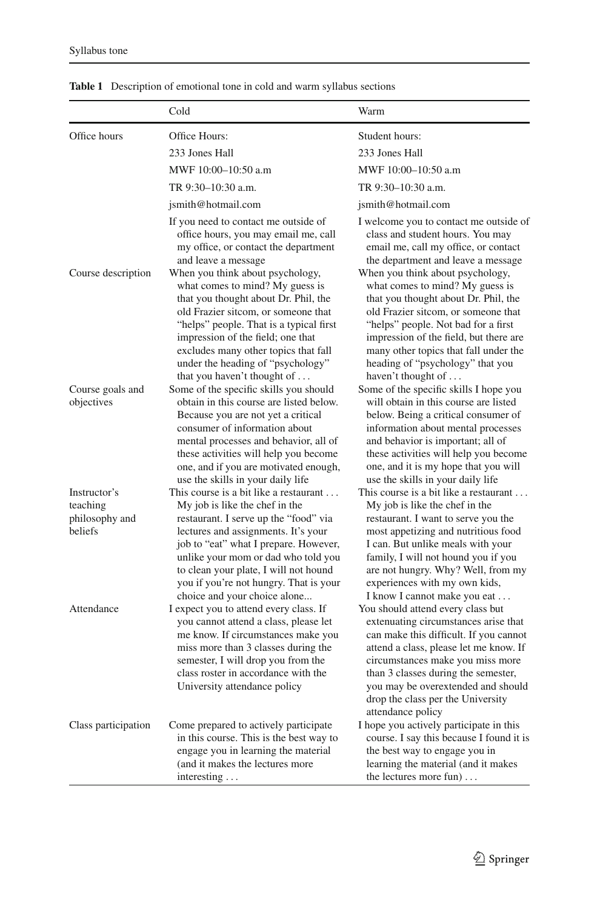**Table 1** Description of emotional tone in cold and warm syllabus sections

| | Cold | Warm |
|---|---|---|
| Office hours | Office Hours:<br>233 Jones Hall<br>MWF 10:00–10:50 a.m<br>TR 9:30–10:30 a.m.<br>jsmith@hotmail.com<br>If you need to contact me outside of office hours, you may email me, call my office, or contact the department and leave a message | Student hours:<br>233 Jones Hall<br>MWF 10:00–10:50 a.m<br>TR 9:30–10:30 a.m.<br>jsmith@hotmail.com<br>I welcome you to contact me outside of class and student hours. You may email me, call my office, or contact the department and leave a message |
| Course description | When you think about psychology, what comes to mind? My guess is that you thought about Dr. Phil, the old Frazier sitcom, or someone that "helps" people. That is a typical first impression of the field; one that excludes many other topics that fall under the heading of "psychology" that you haven't thought of . . . | When you think about psychology, what comes to mind? My guess is that you thought about Dr. Phil, the old Frazier sitcom, or someone that "helps" people. Not bad for a first impression of the field, but there are many other topics that fall under the heading of "psychology" that you haven't thought of . . . |
| Course goals and objectives | Some of the specific skills you should obtain in this course are listed below. Because you are not yet a critical consumer of information about mental processes and behavior, all of these activities will help you become one, and if you are motivated enough, use the skills in your daily life | Some of the specific skills I hope you will obtain in this course are listed below. Being a critical consumer of information about mental processes and behavior is important; all of these activities will help you become one, and it is my hope that you will use the skills in your daily life |
| Instructor's teaching philosophy and beliefs | This course is a bit like a restaurant . . . My job is like the chef in the restaurant. I serve up the "food" via lectures and assignments. It's your job to "eat" what I prepare. However, unlike your mom or dad who told you to clean your plate, I will not hound you if you're not hungry. That is your choice and your choice alone... | This course is a bit like a restaurant . . . My job is like the chef in the restaurant. I want to serve you the most appetizing and nutritious food I can. But unlike meals with your family, I will not hound you if you are not hungry. Why? Well, from my experiences with my own kids, I know I cannot make you eat . . . |
| Attendance | I expect you to attend every class. If you cannot attend a class, please let me know. If circumstances make you miss more than 3 classes during the semester, I will drop you from the class roster in accordance with the University attendance policy | You should attend every class but extenuating circumstances arise that can make this difficult. If you cannot attend a class, please let me know. If circumstances make you miss more than 3 classes during the semester, you may be overextended and should drop the class per the University attendance policy |
| Class participation | Come prepared to actively participate in this course. This is the best way to engage you in learning the material (and it makes the lectures more interesting . . . | I hope you actively participate in this course. I say this because I found it is the best way to engage you in learning the material (and it makes the lectures more fun) . . . |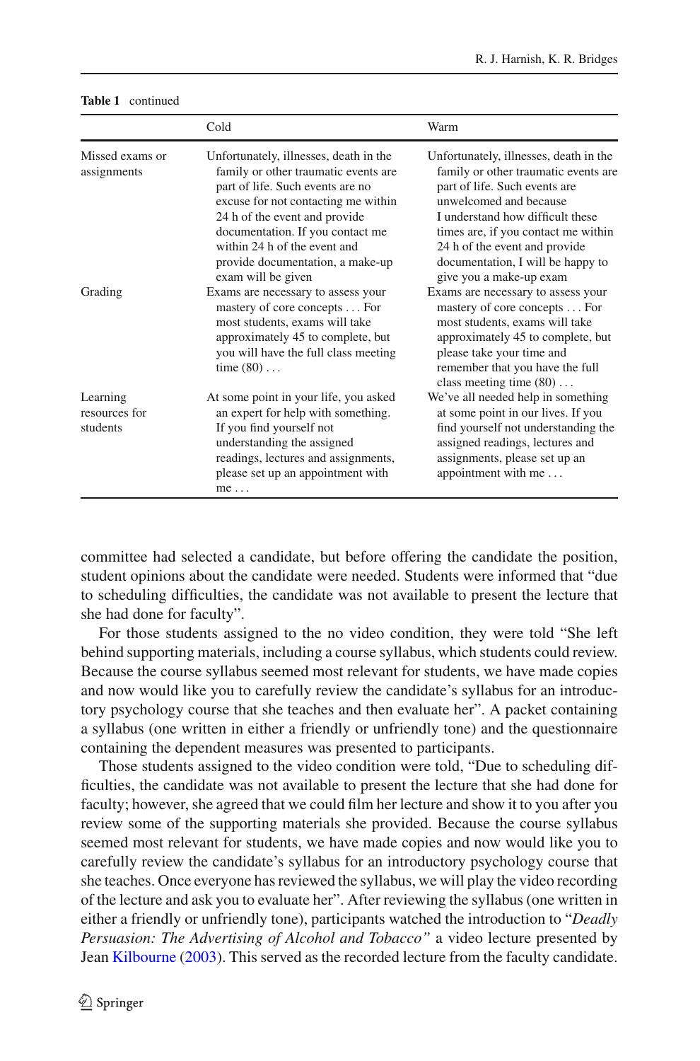**Table 1** continued

| | Cold | Warm |
|---|---|---|
| Missed exams or assignments | Unfortunately, illnesses, death in the family or other traumatic events are part of life. Such events are no excuse for not contacting me within 24 h of the event and provide documentation. If you contact me within 24 h of the event and provide documentation, a make-up exam will be given | Unfortunately, illnesses, death in the family or other traumatic events are part of life. Such events are unwelcomed and because I understand how difficult these times are, if you contact me within 24 h of the event and provide documentation, I will be happy to give you a make-up exam |
| Grading | Exams are necessary to assess your mastery of core concepts . . . For most students, exams will take approximately 45 to complete, but you will have the full class meeting time (80) . . . | Exams are necessary to assess your mastery of core concepts . . . For most students, exams will take approximately 45 to complete, but please take your time and remember that you have the full class meeting time (80) . . . |
| Learning resources for students | At some point in your life, you asked an expert for help with something. If you find yourself not understanding the assigned readings, lectures and assignments, please set up an appointment with me . . . | We've all needed help in something at some point in our lives. If you find yourself not understanding the assigned readings, lectures and assignments, please set up an appointment with me . . . |

committee had selected a candidate, but before offering the candidate the position, student opinions about the candidate were needed. Students were informed that "due to scheduling difficulties, the candidate was not available to present the lecture that she had done for faculty".

For those students assigned to the no video condition, they were told "She left behind supporting materials, including a course syllabus, which students could review. Because the course syllabus seemed most relevant for students, we have made copies and now would like you to carefully review the candidate's syllabus for an introductory psychology course that she teaches and then evaluate her". A packet containing a syllabus (one written in either a friendly or unfriendly tone) and the questionnaire containing the dependent measures was presented to participants.

Those students assigned to the video condition were told, "Due to scheduling difficulties, the candidate was not available to present the lecture that she had done for faculty; however, she agreed that we could film her lecture and show it to you after you review some of the supporting materials she provided. Because the course syllabus seemed most relevant for students, we have made copies and now would like you to carefully review the candidate's syllabus for an introductory psychology course that she teaches. Once everyone has reviewed the syllabus, we will play the video recording of the lecture and ask you to evaluate her". After reviewing the syllabus (one written in either a friendly or unfriendly tone), participants watched the introduction to "*Deadly Persuasion: The Advertising of Alcohol and Tobacco"* a video lecture presented by Jean Kilbourne (2003). This served as the recorded lecture from the faculty candidate.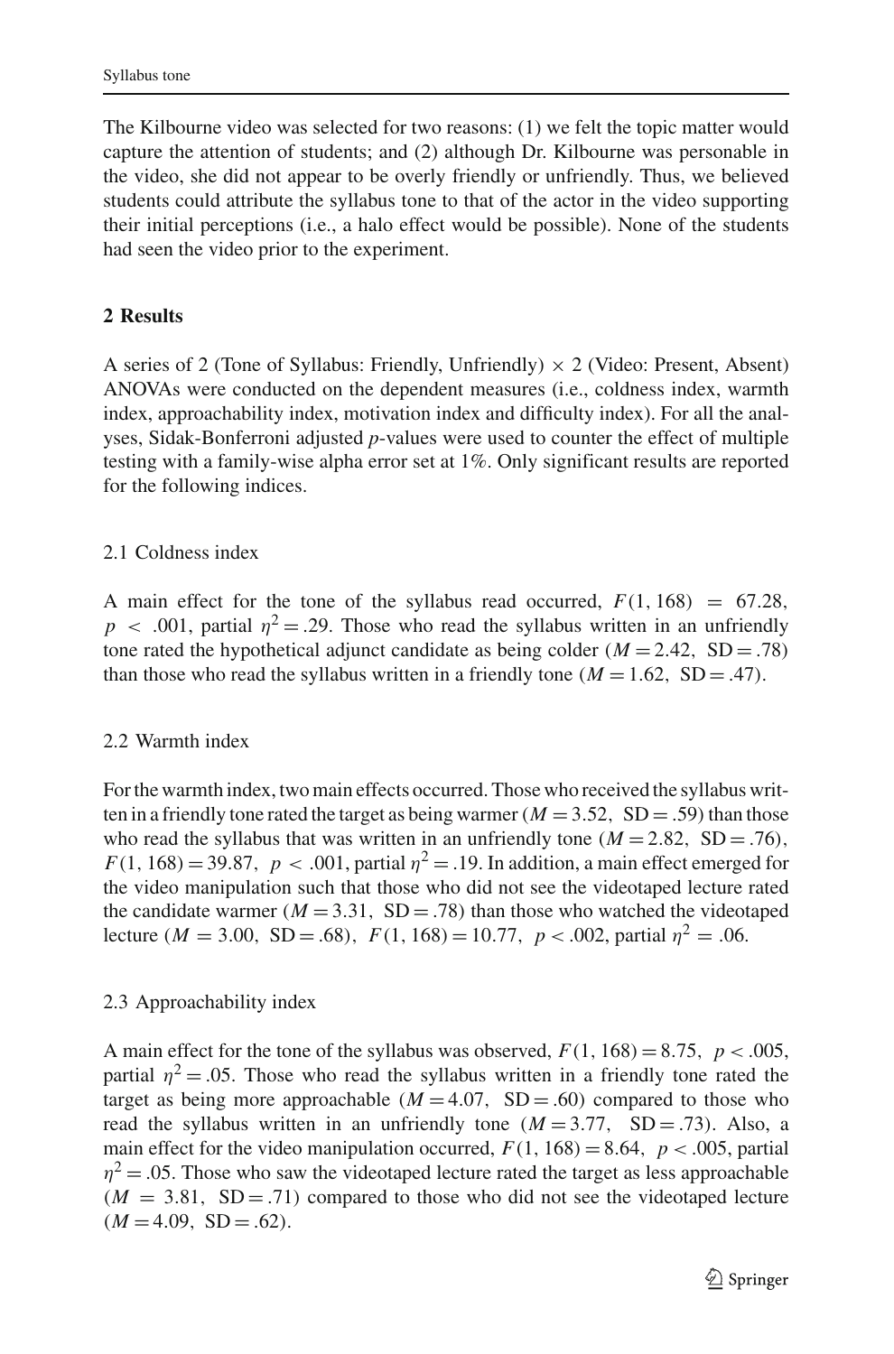The Kilbourne video was selected for two reasons: (1) we felt the topic matter would capture the attention of students; and (2) although Dr. Kilbourne was personable in the video, she did not appear to be overly friendly or unfriendly. Thus, we believed students could attribute the syllabus tone to that of the actor in the video supporting their initial perceptions (i.e., a halo effect would be possible). None of the students had seen the video prior to the experiment.

## 2 Results

A series of 2 (Tone of Syllabus: Friendly, Unfriendly) × 2 (Video: Present, Absent) ANOVAs were conducted on the dependent measures (i.e., coldness index, warmth index, approachability index, motivation index and difficulty index). For all the analyses, Sidak-Bonferroni adjusted $p$-values were used to counter the effect of multiple testing with a family-wise alpha error set at 1%. Only significant results are reported for the following indices.

### 2.1 Coldness index

A main effect for the tone of the syllabus read occurred, $F(1, 168) = 67.28$, $p < .001$, partial $\eta^2 = .29$. Those who read the syllabus written in an unfriendly tone rated the hypothetical adjunct candidate as being colder ($M = 2.42$, $\text{SD} = .78$) than those who read the syllabus written in a friendly tone ($M = 1.62$, $\text{SD} = .47$).

### 2.2 Warmth index

For the warmth index, two main effects occurred. Those who received the syllabus written in a friendly tone rated the target as being warmer ($M = 3.52$, $\text{SD} = .59$) than those who read the syllabus that was written in an unfriendly tone ($M = 2.82$, $\text{SD} = .76$), $F(1, 168) = 39.87$, $p < .001$, partial $\eta^2 = .19$. In addition, a main effect emerged for the video manipulation such that those who did not see the videotaped lecture rated the candidate warmer ($M = 3.31$, $\text{SD} = .78$) than those who watched the videotaped lecture ($M = 3.00$, $\text{SD} = .68$), $F(1, 168) = 10.77$, $p < .002$, partial $\eta^2 = .06$.

### 2.3 Approachability index

A main effect for the tone of the syllabus was observed, $F(1, 168) = 8.75$, $p < .005$, partial $\eta^2 = .05$. Those who read the syllabus written in a friendly tone rated the target as being more approachable ($M = 4.07$, $\text{SD} = .60$) compared to those who read the syllabus written in an unfriendly tone ($M = 3.77$, $\text{SD} = .73$). Also, a main effect for the video manipulation occurred, $F(1, 168) = 8.64$, $p < .005$, partial $\eta^2 = .05$. Those who saw the videotaped lecture rated the target as less approachable ($M = 3.81$, $\text{SD} = .71$) compared to those who did not see the videotaped lecture ($M = 4.09$, $\text{SD} = .62$).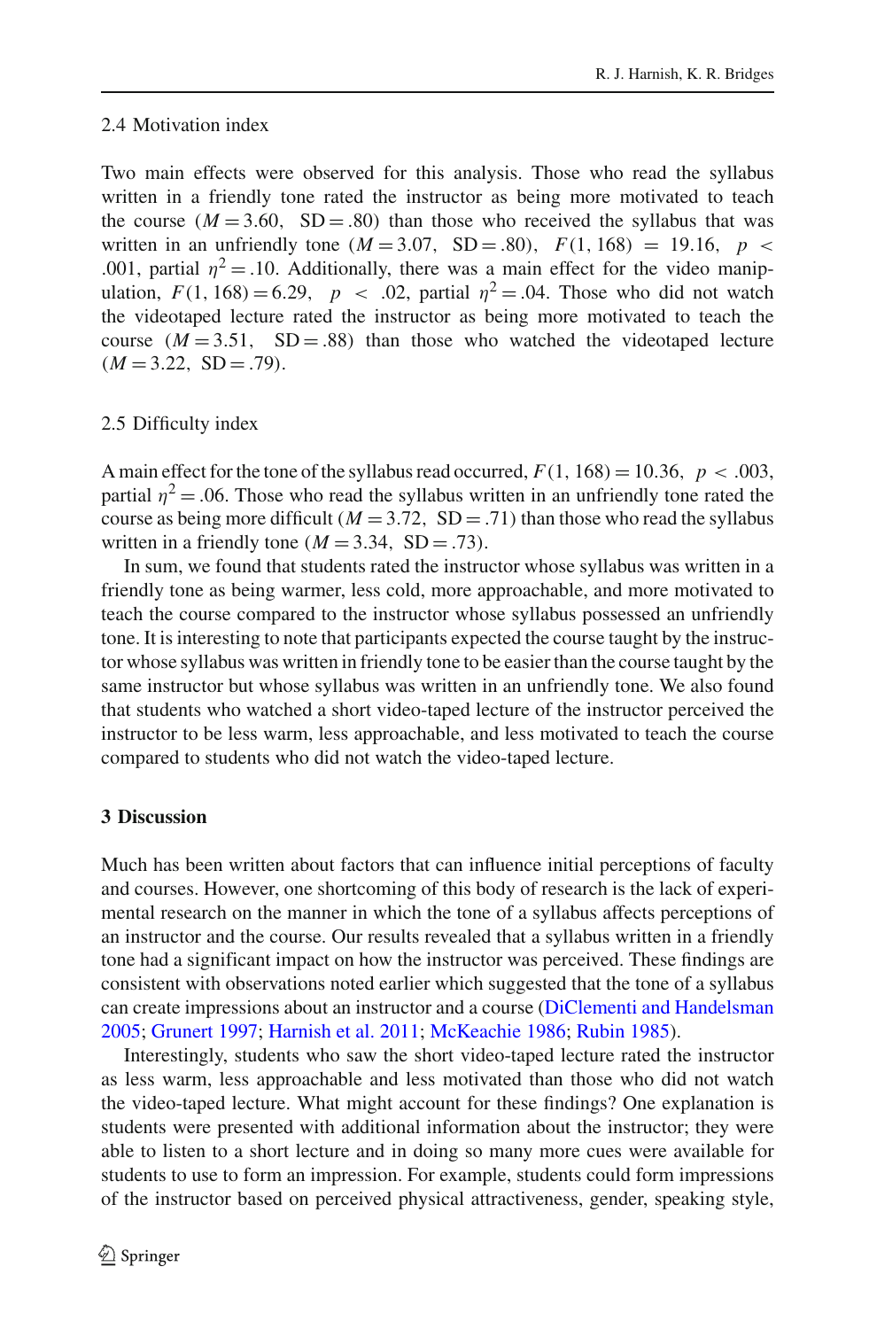### 2.4 Motivation index

Two main effects were observed for this analysis. Those who read the syllabus written in a friendly tone rated the instructor as being more motivated to teach the course ($M = 3.60$, $SD = .80$) than those who received the syllabus that was written in an unfriendly tone ($M = 3.07$, $SD = .80$), $F(1, 168) = 19.16$, $p < .001$, partial $\eta^2 = .10$. Additionally, there was a main effect for the video manipulation, $F(1, 168) = 6.29$, $p < .02$, partial $\eta^2 = .04$. Those who did not watch the videotaped lecture rated the instructor as being more motivated to teach the course ($M = 3.51$, $SD = .88$) than those who watched the videotaped lecture ($M = 3.22$, $SD = .79$).

### 2.5 Difficulty index

A main effect for the tone of the syllabus read occurred, $F(1, 168) = 10.36$, $p < .003$, partial $\eta^2 = .06$. Those who read the syllabus written in an unfriendly tone rated the course as being more difficult ($M = 3.72$, $SD = .71$) than those who read the syllabus written in a friendly tone ($M = 3.34$, $SD = .73$).

In sum, we found that students rated the instructor whose syllabus was written in a friendly tone as being warmer, less cold, more approachable, and more motivated to teach the course compared to the instructor whose syllabus possessed an unfriendly tone. It is interesting to note that participants expected the course taught by the instructor whose syllabus was written in friendly tone to be easier than the course taught by the same instructor but whose syllabus was written in an unfriendly tone. We also found that students who watched a short video-taped lecture of the instructor perceived the instructor to be less warm, less approachable, and less motivated to teach the course compared to students who did not watch the video-taped lecture.

## 3 Discussion

Much has been written about factors that can influence initial perceptions of faculty and courses. However, one shortcoming of this body of research is the lack of experimental research on the manner in which the tone of a syllabus affects perceptions of an instructor and the course. Our results revealed that a syllabus written in a friendly tone had a significant impact on how the instructor was perceived. These findings are consistent with observations noted earlier which suggested that the tone of a syllabus can create impressions about an instructor and a course (DiClementi and Handelsman 2005; Grunert 1997; Harnish et al. 2011; McKeachie 1986; Rubin 1985).

Interestingly, students who saw the short video-taped lecture rated the instructor as less warm, less approachable and less motivated than those who did not watch the video-taped lecture. What might account for these findings? One explanation is students were presented with additional information about the instructor; they were able to listen to a short lecture and in doing so many more cues were available for students to use to form an impression. For example, students could form impressions of the instructor based on perceived physical attractiveness, gender, speaking style,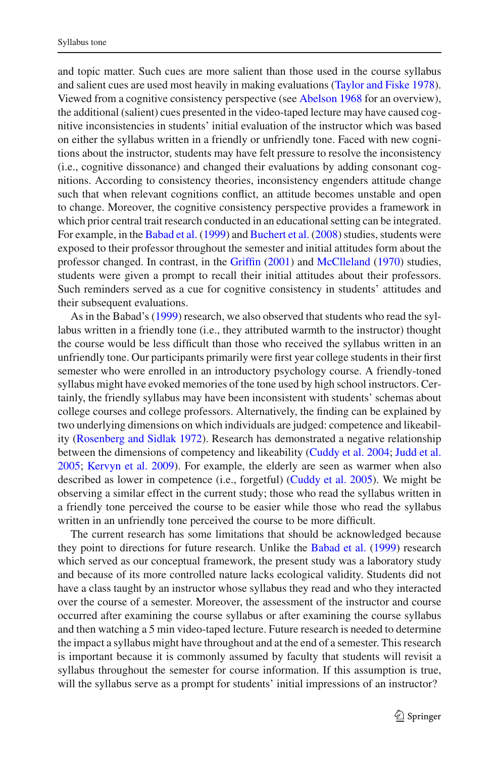and topic matter. Such cues are more salient than those used in the course syllabus and salient cues are used most heavily in making evaluations (Taylor and Fiske 1978). Viewed from a cognitive consistency perspective (see Abelson 1968 for an overview), the additional (salient) cues presented in the video-taped lecture may have caused cognitive inconsistencies in students' initial evaluation of the instructor which was based on either the syllabus written in a friendly or unfriendly tone. Faced with new cognitions about the instructor, students may have felt pressure to resolve the inconsistency (i.e., cognitive dissonance) and changed their evaluations by adding consonant cognitions. According to consistency theories, inconsistency engenders attitude change such that when relevant cognitions conflict, an attitude becomes unstable and open to change. Moreover, the cognitive consistency perspective provides a framework in which prior central trait research conducted in an educational setting can be integrated. For example, in the Babad et al. (1999) and Buchert et al. (2008) studies, students were exposed to their professor throughout the semester and initial attitudes form about the professor changed. In contrast, in the Griffin (2001) and McClleland (1970) studies, students were given a prompt to recall their initial attitudes about their professors. Such reminders served as a cue for cognitive consistency in students' attitudes and their subsequent evaluations.

As in the Babad's (1999) research, we also observed that students who read the syllabus written in a friendly tone (i.e., they attributed warmth to the instructor) thought the course would be less difficult than those who received the syllabus written in an unfriendly tone. Our participants primarily were first year college students in their first semester who were enrolled in an introductory psychology course. A friendly-toned syllabus might have evoked memories of the tone used by high school instructors. Certainly, the friendly syllabus may have been inconsistent with students' schemas about college courses and college professors. Alternatively, the finding can be explained by two underlying dimensions on which individuals are judged: competence and likeability (Rosenberg and Sidlak 1972). Research has demonstrated a negative relationship between the dimensions of competency and likeability (Cuddy et al. 2004; Judd et al. 2005; Kervyn et al. 2009). For example, the elderly are seen as warmer when also described as lower in competence (i.e., forgetful) (Cuddy et al. 2005). We might be observing a similar effect in the current study; those who read the syllabus written in a friendly tone perceived the course to be easier while those who read the syllabus written in an unfriendly tone perceived the course to be more difficult.

The current research has some limitations that should be acknowledged because they point to directions for future research. Unlike the Babad et al. (1999) research which served as our conceptual framework, the present study was a laboratory study and because of its more controlled nature lacks ecological validity. Students did not have a class taught by an instructor whose syllabus they read and who they interacted over the course of a semester. Moreover, the assessment of the instructor and course occurred after examining the course syllabus or after examining the course syllabus and then watching a 5 min video-taped lecture. Future research is needed to determine the impact a syllabus might have throughout and at the end of a semester. This research is important because it is commonly assumed by faculty that students will revisit a syllabus throughout the semester for course information. If this assumption is true, will the syllabus serve as a prompt for students' initial impressions of an instructor?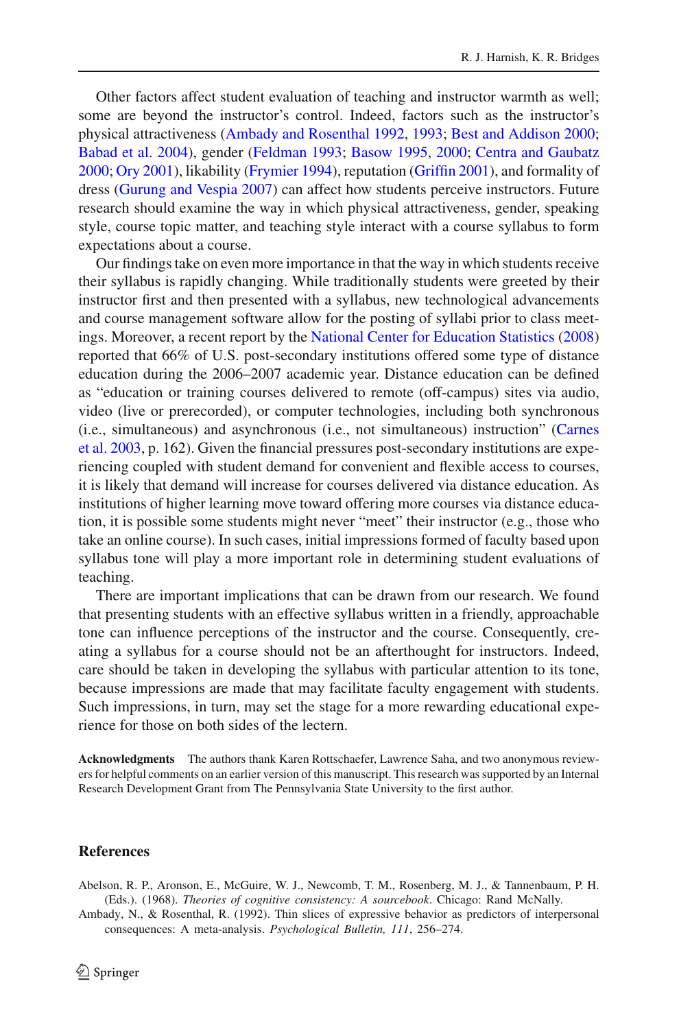Other factors affect student evaluation of teaching and instructor warmth as well; some are beyond the instructor's control. Indeed, factors such as the instructor's physical attractiveness (Ambady and Rosenthal 1992, 1993; Best and Addison 2000; Babad et al. 2004), gender (Feldman 1993; Basow 1995, 2000; Centra and Gaubatz 2000; Ory 2001), likability (Frymier 1994), reputation (Griffin 2001), and formality of dress (Gurung and Vespia 2007) can affect how students perceive instructors. Future research should examine the way in which physical attractiveness, gender, speaking style, course topic matter, and teaching style interact with a course syllabus to form expectations about a course.

Our findings take on even more importance in that the way in which students receive their syllabus is rapidly changing. While traditionally students were greeted by their instructor first and then presented with a syllabus, new technological advancements and course management software allow for the posting of syllabi prior to class meetings. Moreover, a recent report by the National Center for Education Statistics (2008) reported that 66% of U.S. post-secondary institutions offered some type of distance education during the 2006–2007 academic year. Distance education can be defined as "education or training courses delivered to remote (off-campus) sites via audio, video (live or prerecorded), or computer technologies, including both synchronous (i.e., simultaneous) and asynchronous (i.e., not simultaneous) instruction" (Carnes et al. 2003, p. 162). Given the financial pressures post-secondary institutions are experiencing coupled with student demand for convenient and flexible access to courses, it is likely that demand will increase for courses delivered via distance education. As institutions of higher learning move toward offering more courses via distance education, it is possible some students might never "meet" their instructor (e.g., those who take an online course). In such cases, initial impressions formed of faculty based upon syllabus tone will play a more important role in determining student evaluations of teaching.

There are important implications that can be drawn from our research. We found that presenting students with an effective syllabus written in a friendly, approachable tone can influence perceptions of the instructor and the course. Consequently, creating a syllabus for a course should not be an afterthought for instructors. Indeed, care should be taken in developing the syllabus with particular attention to its tone, because impressions are made that may facilitate faculty engagement with students. Such impressions, in turn, may set the stage for a more rewarding educational experience for those on both sides of the lectern.

**Acknowledgments** The authors thank Karen Rottschaefer, Lawrence Saha, and two anonymous reviewers for helpful comments on an earlier version of this manuscript. This research was supported by an Internal Research Development Grant from The Pennsylvania State University to the first author.

## References

Abelson, R. P., Aronson, E., McGuire, W. J., Newcomb, T. M., Rosenberg, M. J., & Tannenbaum, P. H. (Eds.). (1968). *Theories of cognitive consistency: A sourcebook*. Chicago: Rand McNally.

Ambady, N., & Rosenthal, R. (1992). Thin slices of expressive behavior as predictors of interpersonal consequences: A meta-analysis. *Psychological Bulletin, 111*, 256–274.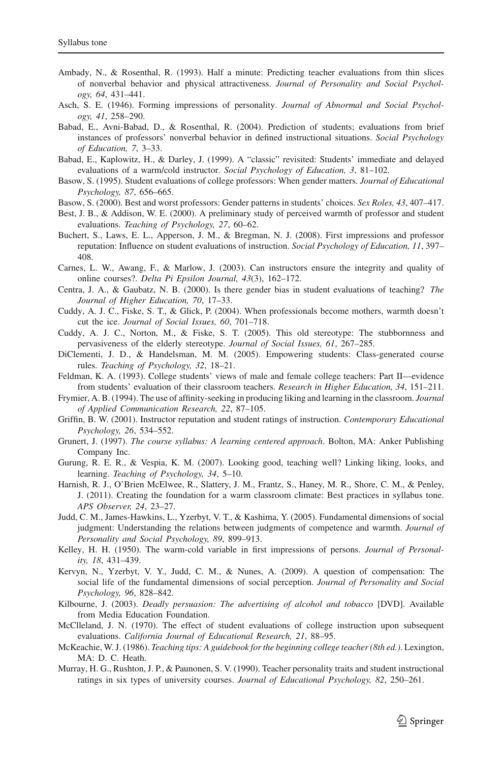Ambady, N., & Rosenthal, R. (1993). Half a minute: Predicting teacher evaluations from thin slices of nonverbal behavior and physical attractiveness. *Journal of Personality and Social Psychology, 64*, 431–441.

Asch, S. E. (1946). Forming impressions of personality. *Journal of Abnormal and Social Psychology, 41*, 258–290.

Babad, E., Avni-Babad, D., & Rosenthal, R. (2004). Prediction of students; evaluations from brief instances of professors' nonverbal behavior in defined instructional situations. *Social Psychology of Education, 7*, 3–33.

Babad, E., Kaplowitz, H., & Darley, J. (1999). A "classic" revisited: Students' immediate and delayed evaluations of a warm/cold instructor. *Social Psychology of Education, 3*, 81–102.

Basow, S. (1995). Student evaluations of college professors: When gender matters. *Journal of Educational Psychology, 87*, 656–665.

Basow, S. (2000). Best and worst professors: Gender patterns in students' choices. *Sex Roles, 43*, 407–417.

Best, J. B., & Addison, W. E. (2000). A preliminary study of perceived warmth of professor and student evaluations. *Teaching of Psychology, 27*, 60–62.

Buchert, S., Laws, E. L., Apperson, J. M., & Bregman, N. J. (2008). First impressions and professor reputation: Influence on student evaluations of instruction. *Social Psychology of Education, 11*, 397–408.

Carnes, L. W., Awang, F., & Marlow, J. (2003). Can instructors ensure the integrity and quality of online courses?. *Delta Pi Epsilon Journal, 43*(3), 162–172.

Centra, J. A., & Gaubatz, N. B. (2000). Is there gender bias in student evaluations of teaching? *The Journal of Higher Education, 70*, 17–33.

Cuddy, A. J. C., Fiske, S. T., & Glick, P. (2004). When professionals become mothers, warmth doesn't cut the ice. *Journal of Social Issues, 60*, 701–718.

Cuddy, A. J. C., Norton, M., & Fiske, S. T. (2005). This old stereotype: The stubbornness and pervasiveness of the elderly stereotype. *Journal of Social Issues, 61*, 267–285.

DiClementi, J. D., & Handelsman, M. M. (2005). Empowering students: Class-generated course rules. *Teaching of Psychology, 32*, 18–21.

Feldman, K. A. (1993). College students' views of male and female college teachers: Part II—evidence from students' evaluation of their classroom teachers. *Research in Higher Education, 34*, 151–211.

Frymier, A. B. (1994). The use of affinity-seeking in producing liking and learning in the classroom. *Journal of Applied Communication Research, 22*, 87–105.

Griffin, B. W. (2001). Instructor reputation and student ratings of instruction. *Contemporary Educational Psychology, 26*, 534–552.

Grunert, J. (1997). *The course syllabus: A learning centered approach*. Bolton, MA: Anker Publishing Company Inc.

Gurung, R. E. R., & Vespia, K. M. (2007). Looking good, teaching well? Linking liking, looks, and learning. *Teaching of Psychology, 34*, 5–10.

Harnish, R. J., O'Brien McElwee, R., Slattery, J. M., Frantz, S., Haney, M. R., Shore, C. M., & Penley, J. (2011). Creating the foundation for a warm classroom climate: Best practices in syllabus tone. *APS Observer, 24*, 23–27.

Judd, C. M., James-Hawkins, L., Yzerbyt, V. T., & Kashima, Y. (2005). Fundamental dimensions of social judgment: Understanding the relations between judgments of competence and warmth. *Journal of Personality and Social Psychology, 89*, 899–913.

Kelley, H. H. (1950). The warm-cold variable in first impressions of persons. *Journal of Personality, 18*, 431–439.

Kervyn, N., Yzerbyt, V. Y., Judd, C. M., & Nunes, A. (2009). A question of compensation: The social life of the fundamental dimensions of social perception. *Journal of Personality and Social Psychology, 96*, 828–842.

Kilbourne, J. (2003). *Deadly persuasion: The advertising of alcohol and tobacco* [DVD]. Available from Media Education Foundation.

McClleland, J. N. (1970). The effect of student evaluations of college instruction upon subsequent evaluations. *California Journal of Educational Research, 21*, 88–95.

McKeachie, W. J. (1986). *Teaching tips: A guidebook for the beginning college teacher (8th ed.)*. Lexington, MA: D. C. Heath.

Murray, H. G., Rushton, J. P., & Paunonen, S. V. (1990). Teacher personality traits and student instructional ratings in six types of university courses. *Journal of Educational Psychology, 82*, 250–261.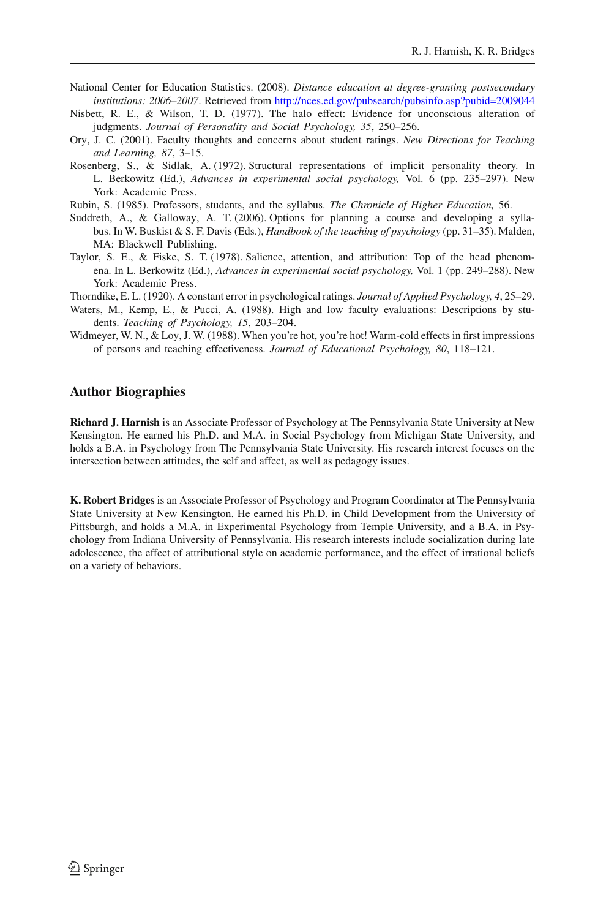National Center for Education Statistics. (2008). *Distance education at degree-granting postsecondary institutions: 2006–2007*. Retrieved from http://nces.ed.gov/pubsearch/pubsinfo.asp?pubid=2009044

Nisbett, R. E., & Wilson, T. D. (1977). The halo effect: Evidence for unconscious alteration of judgments. *Journal of Personality and Social Psychology, 35*, 250–256.

Ory, J. C. (2001). Faculty thoughts and concerns about student ratings. *New Directions for Teaching and Learning, 87*, 3–15.

Rosenberg, S., & Sidlak, A. (1972). Structural representations of implicit personality theory. In L. Berkowitz (Ed.), *Advances in experimental social psychology,* Vol. 6 (pp. 235–297). New York: Academic Press.

Rubin, S. (1985). Professors, students, and the syllabus. *The Chronicle of Higher Education,* 56.

Suddreth, A., & Galloway, A. T. (2006). Options for planning a course and developing a syllabus. In W. Buskist & S. F. Davis (Eds.), *Handbook of the teaching of psychology* (pp. 31–35). Malden, MA: Blackwell Publishing.

Taylor, S. E., & Fiske, S. T. (1978). Salience, attention, and attribution: Top of the head phenomena. In L. Berkowitz (Ed.), *Advances in experimental social psychology,* Vol. 1 (pp. 249–288). New York: Academic Press.

Thorndike, E. L. (1920). A constant error in psychological ratings. *Journal of Applied Psychology, 4*, 25–29.

Waters, M., Kemp, E., & Pucci, A. (1988). High and low faculty evaluations: Descriptions by students. *Teaching of Psychology, 15*, 203–204.

Widmeyer, W. N., & Loy, J. W. (1988). When you're hot, you're hot! Warm-cold effects in first impressions of persons and teaching effectiveness. *Journal of Educational Psychology, 80*, 118–121.

## Author Biographies

**Richard J. Harnish** is an Associate Professor of Psychology at The Pennsylvania State University at New Kensington. He earned his Ph.D. and M.A. in Social Psychology from Michigan State University, and holds a B.A. in Psychology from The Pennsylvania State University. His research interest focuses on the intersection between attitudes, the self and affect, as well as pedagogy issues.

**K. Robert Bridges** is an Associate Professor of Psychology and Program Coordinator at The Pennsylvania State University at New Kensington. He earned his Ph.D. in Child Development from the University of Pittsburgh, and holds a M.A. in Experimental Psychology from Temple University, and a B.A. in Psychology from Indiana University of Pennsylvania. His research interests include socialization during late adolescence, the effect of attributional style on academic performance, and the effect of irrational beliefs on a variety of behaviors.